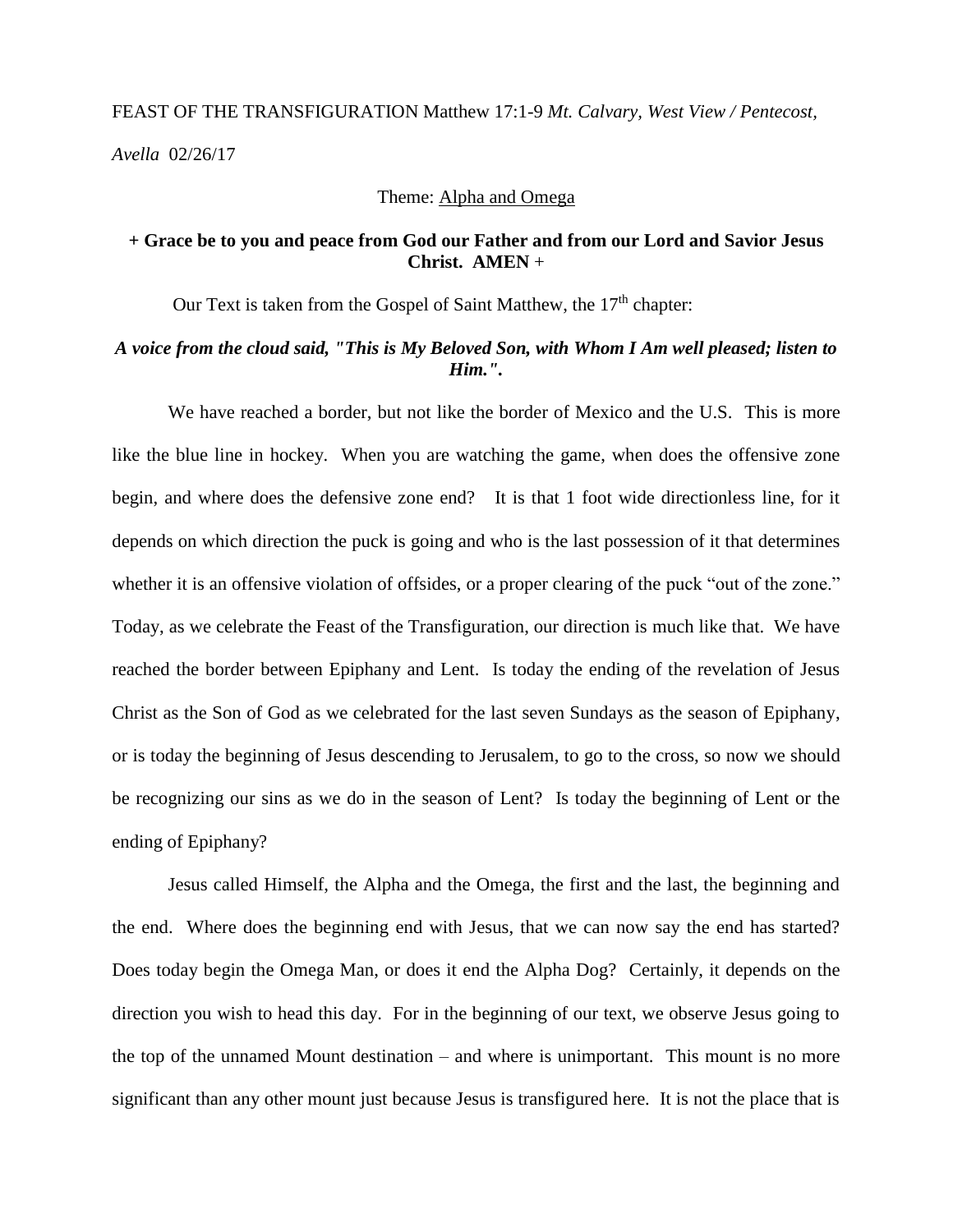FEAST OF THE TRANSFIGURATION Matthew 17:1-9 *Mt. Calvary, West View / Pentecost, Avella* 02/26/17

Theme: Alpha and Omega

**+ Grace be to you and peace from God our Father and from our Lord and Savior Jesus Christ. AMEN +**

Our Text is taken from the Gospel of Saint Matthew, the 17th chapter:

***A voice from the cloud said, "This is My Beloved Son, with Whom I Am well pleased; listen to Him.".***

We have reached a border, but not like the border of Mexico and the U.S. This is more like the blue line in hockey. When you are watching the game, when does the offensive zone begin, and where does the defensive zone end? It is that 1 foot wide directionless line, for it depends on which direction the puck is going and who is the last possession of it that determines whether it is an offensive violation of offsides, or a proper clearing of the puck "out of the zone." Today, as we celebrate the Feast of the Transfiguration, our direction is much like that. We have reached the border between Epiphany and Lent. Is today the ending of the revelation of Jesus Christ as the Son of God as we celebrated for the last seven Sundays as the season of Epiphany, or is today the beginning of Jesus descending to Jerusalem, to go to the cross, so now we should be recognizing our sins as we do in the season of Lent? Is today the beginning of Lent or the ending of Epiphany?

Jesus called Himself, the Alpha and the Omega, the first and the last, the beginning and the end. Where does the beginning end with Jesus, that we can now say the end has started? Does today begin the Omega Man, or does it end the Alpha Dog? Certainly, it depends on the direction you wish to head this day. For in the beginning of our text, we observe Jesus going to the top of the unnamed Mount destination – and where is unimportant. This mount is no more significant than any other mount just because Jesus is transfigured here. It is not the place that is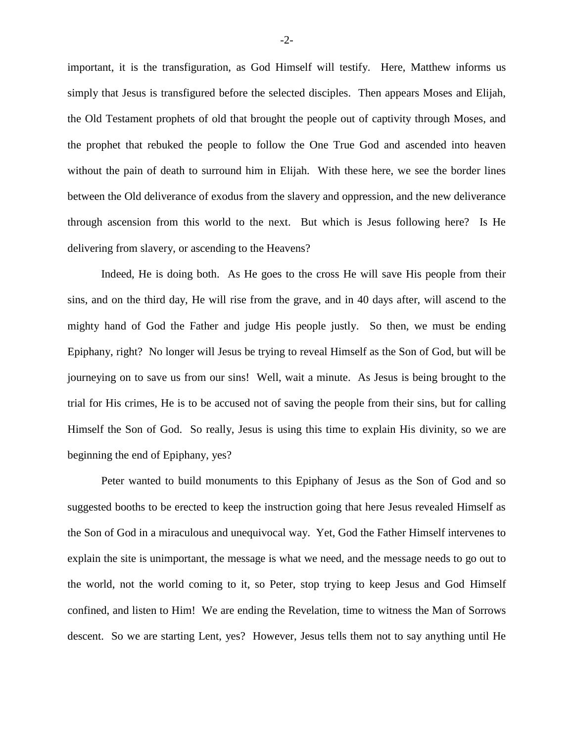important, it is the transfiguration, as God Himself will testify. Here, Matthew informs us simply that Jesus is transfigured before the selected disciples. Then appears Moses and Elijah, the Old Testament prophets of old that brought the people out of captivity through Moses, and the prophet that rebuked the people to follow the One True God and ascended into heaven without the pain of death to surround him in Elijah. With these here, we see the border lines between the Old deliverance of exodus from the slavery and oppression, and the new deliverance through ascension from this world to the next. But which is Jesus following here? Is He delivering from slavery, or ascending to the Heavens?

Indeed, He is doing both. As He goes to the cross He will save His people from their sins, and on the third day, He will rise from the grave, and in 40 days after, will ascend to the mighty hand of God the Father and judge His people justly. So then, we must be ending Epiphany, right? No longer will Jesus be trying to reveal Himself as the Son of God, but will be journeying on to save us from our sins! Well, wait a minute. As Jesus is being brought to the trial for His crimes, He is to be accused not of saving the people from their sins, but for calling Himself the Son of God. So really, Jesus is using this time to explain His divinity, so we are beginning the end of Epiphany, yes?

Peter wanted to build monuments to this Epiphany of Jesus as the Son of God and so suggested booths to be erected to keep the instruction going that here Jesus revealed Himself as the Son of God in a miraculous and unequivocal way. Yet, God the Father Himself intervenes to explain the site is unimportant, the message is what we need, and the message needs to go out to the world, not the world coming to it, so Peter, stop trying to keep Jesus and God Himself confined, and listen to Him! We are ending the Revelation, time to witness the Man of Sorrows descent. So we are starting Lent, yes? However, Jesus tells them not to say anything until He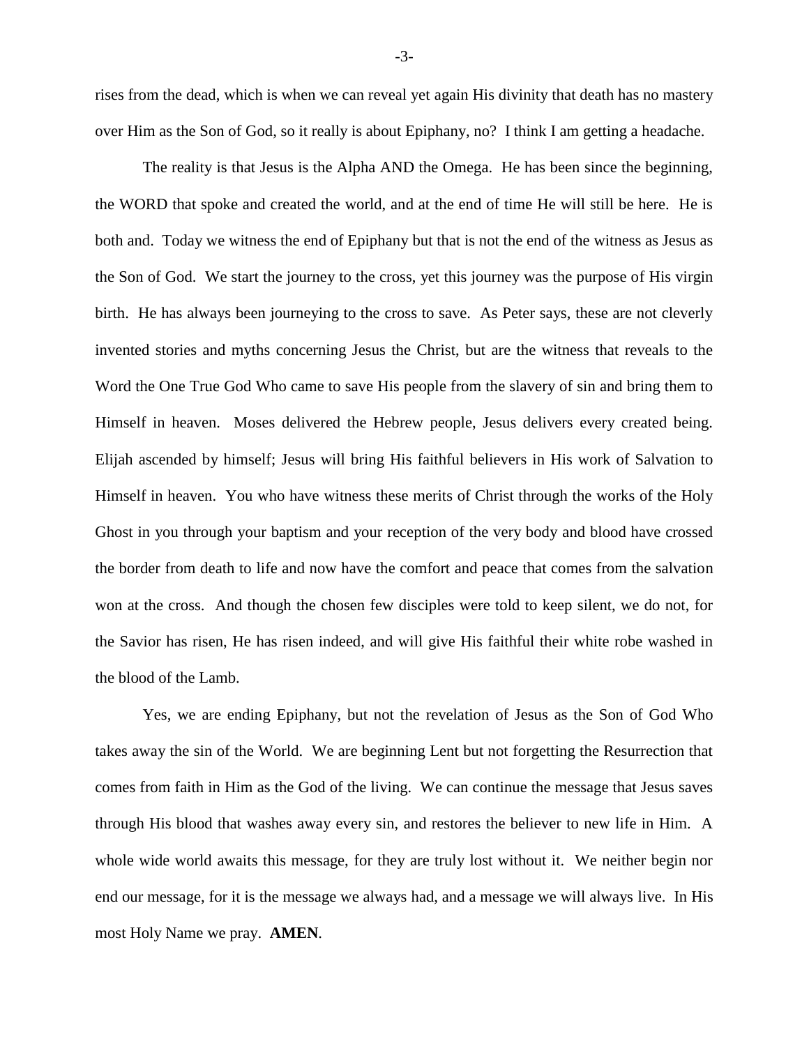rises from the dead, which is when we can reveal yet again His divinity that death has no mastery over Him as the Son of God, so it really is about Epiphany, no? I think I am getting a headache.

The reality is that Jesus is the Alpha AND the Omega. He has been since the beginning, the WORD that spoke and created the world, and at the end of time He will still be here. He is both and. Today we witness the end of Epiphany but that is not the end of the witness as Jesus as the Son of God. We start the journey to the cross, yet this journey was the purpose of His virgin birth. He has always been journeying to the cross to save. As Peter says, these are not cleverly invented stories and myths concerning Jesus the Christ, but are the witness that reveals to the Word the One True God Who came to save His people from the slavery of sin and bring them to Himself in heaven. Moses delivered the Hebrew people, Jesus delivers every created being. Elijah ascended by himself; Jesus will bring His faithful believers in His work of Salvation to Himself in heaven. You who have witness these merits of Christ through the works of the Holy Ghost in you through your baptism and your reception of the very body and blood have crossed the border from death to life and now have the comfort and peace that comes from the salvation won at the cross. And though the chosen few disciples were told to keep silent, we do not, for the Savior has risen, He has risen indeed, and will give His faithful their white robe washed in the blood of the Lamb.

Yes, we are ending Epiphany, but not the revelation of Jesus as the Son of God Who takes away the sin of the World. We are beginning Lent but not forgetting the Resurrection that comes from faith in Him as the God of the living. We can continue the message that Jesus saves through His blood that washes away every sin, and restores the believer to new life in Him. A whole wide world awaits this message, for they are truly lost without it. We neither begin nor end our message, for it is the message we always had, and a message we will always live. In His most Holy Name we pray. **AMEN**.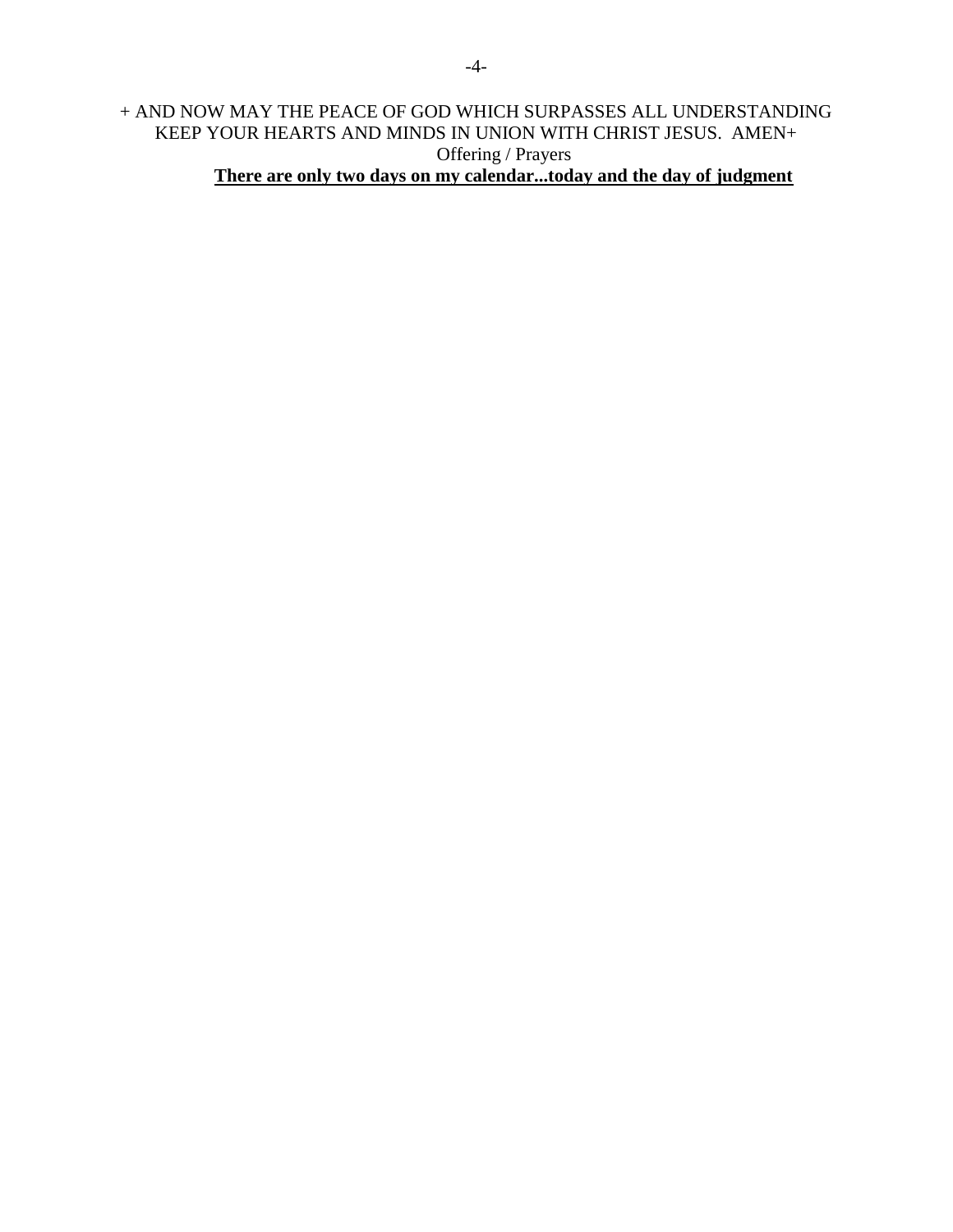+ AND NOW MAY THE PEACE OF GOD WHICH SURPASSES ALL UNDERSTANDING KEEP YOUR HEARTS AND MINDS IN UNION WITH CHRIST JESUS. AMEN+

Offering / Prayers

**There are only two days on my calendar...today and the day of judgment**